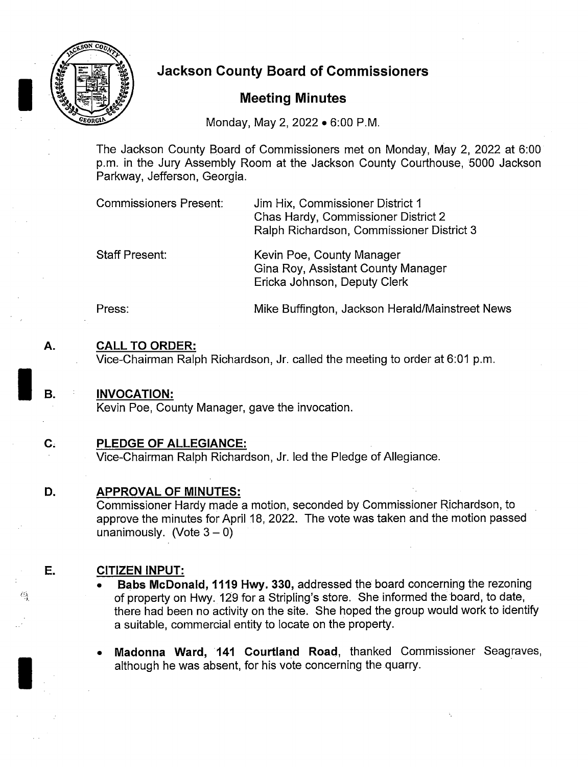# Jackson County Board of Commissioners

## Meeting Minutes

Monday, May 2, 2022 • 6:00 P.M.

The Jackson County Board of Commissioners met on Monday, May 2, 2022 at 6:00 p.m. in the Jury Assembly Room at the Jackson County Courthouse, 5000 Jackson Parkway, Jefferson, Georgia.

| | |
|---|---|
| Commissioners Present: | Jim Hix, Commissioner District 1<br>Chas Hardy, Commissioner District 2<br>Ralph Richardson, Commissioner District 3 |
| Staff Present: | Kevin Poe, County Manager<br>Gina Roy, Assistant County Manager<br>Ericka Johnson, Deputy Clerk |
| Press: | Mike Buffington, Jackson Herald/Mainstreet News |

**A. CALL TO ORDER:**
Vice-Chairman Ralph Richardson, Jr. called the meeting to order at 6:01 p.m.

**B. INVOCATION:**
Kevin Poe, County Manager, gave the invocation.

**C. PLEDGE OF ALLEGIANCE:**
Vice-Chairman Ralph Richardson, Jr. led the Pledge of Allegiance.

**D. APPROVAL OF MINUTES:**
Commissioner Hardy made a motion, seconded by Commissioner Richardson, to approve the minutes for April 18, 2022. The vote was taken and the motion passed unanimously. (Vote 3 – 0)

**E. CITIZEN INPUT:**

- **Babs McDonald, 1119 Hwy. 330,** addressed the board concerning the rezoning of property on Hwy. 129 for a Stripling's store. She informed the board, to date, there had been no activity on the site. She hoped the group would work to identify a suitable, commercial entity to locate on the property.
- **Madonna Ward, 141 Courtland Road**, thanked Commissioner Seagraves, although he was absent, for his vote concerning the quarry.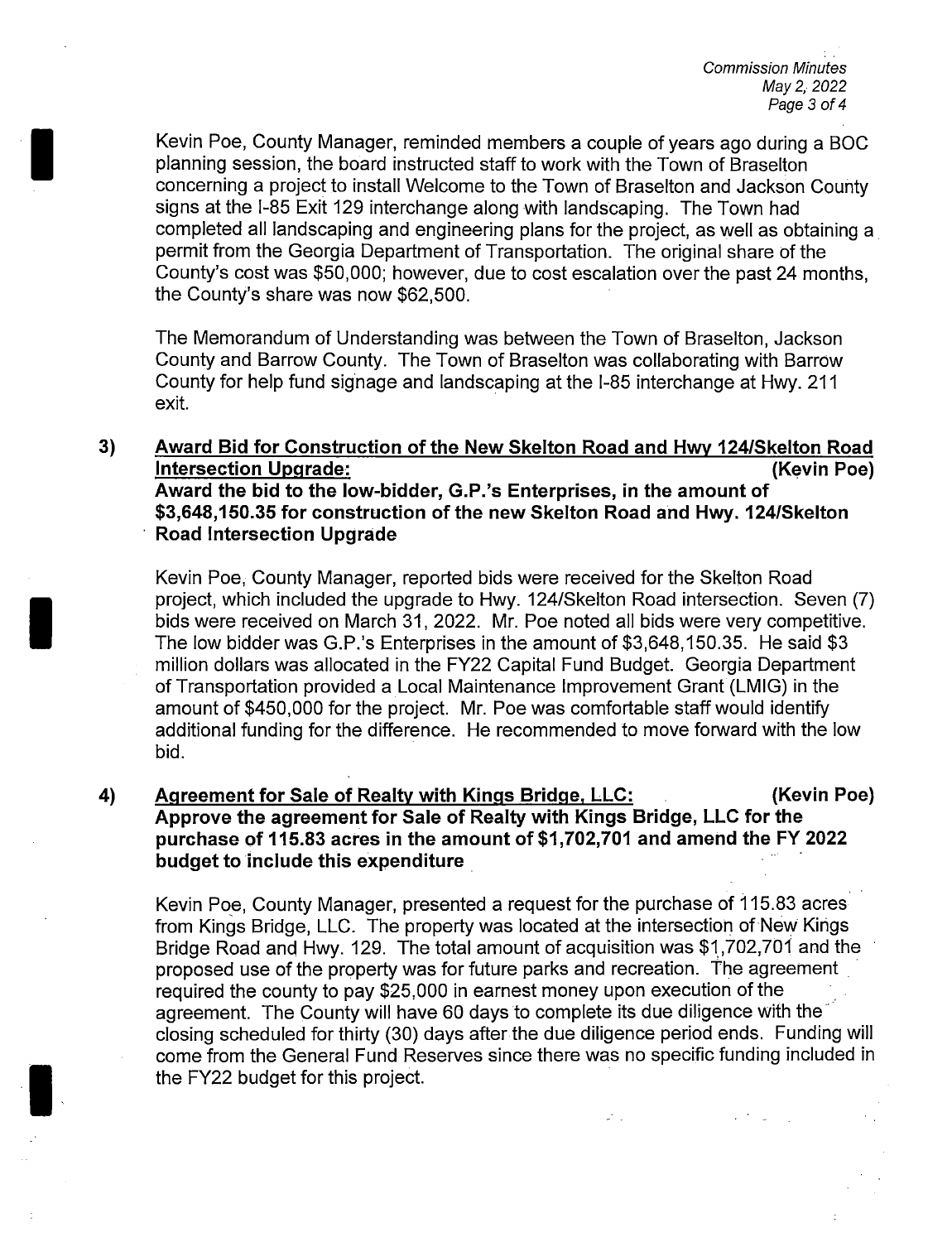Kevin Poe, County Manager, reminded members a couple of years ago during a BOC planning session, the board instructed staff to work with the Town of Braselton concerning a project to install Welcome to the Town of Braselton and Jackson County signs at the I-85 Exit 129 interchange along with landscaping. The Town had completed all landscaping and engineering plans for the project, as well as obtaining a permit from the Georgia Department of Transportation. The original share of the County's cost was $50,000; however, due to cost escalation over the past 24 months, the County's share was now $62,500.

The Memorandum of Understanding was between the Town of Braselton, Jackson County and Barrow County. The Town of Braselton was collaborating with Barrow County for help fund signage and landscaping at the I-85 interchange at Hwy. 211 exit.

3) **<u>Award Bid for Construction of the New Skelton Road and Hwy 124/Skelton Road Intersection Upgrade:</u> (Kevin Poe)**
**Award the bid to the low-bidder, G.P.'s Enterprises, in the amount of $3,648,150.35 for construction of the new Skelton Road and Hwy. 124/Skelton Road Intersection Upgrade**

Kevin Poe, County Manager, reported bids were received for the Skelton Road project, which included the upgrade to Hwy. 124/Skelton Road intersection. Seven (7) bids were received on March 31, 2022. Mr. Poe noted all bids were very competitive. The low bidder was G.P.'s Enterprises in the amount of $3,648,150.35. He said $3 million dollars was allocated in the FY22 Capital Fund Budget. Georgia Department of Transportation provided a Local Maintenance Improvement Grant (LMIG) in the amount of $450,000 for the project. Mr. Poe was comfortable staff would identify additional funding for the difference. He recommended to move forward with the low bid.

4) **<u>Agreement for Sale of Realty with Kings Bridge, LLC:</u> (Kevin Poe)**
**Approve the agreement for Sale of Realty with Kings Bridge, LLC for the purchase of 115.83 acres in the amount of $1,702,701 and amend the FY 2022 budget to include this expenditure**

Kevin Poe, County Manager, presented a request for the purchase of 115.83 acres from Kings Bridge, LLC. The property was located at the intersection of New Kings Bridge Road and Hwy. 129. The total amount of acquisition was $1,702,701 and the proposed use of the property was for future parks and recreation. The agreement required the county to pay $25,000 in earnest money upon execution of the agreement. The County will have 60 days to complete its due diligence with the closing scheduled for thirty (30) days after the due diligence period ends. Funding will come from the General Fund Reserves since there was no specific funding included in the FY22 budget for this project.